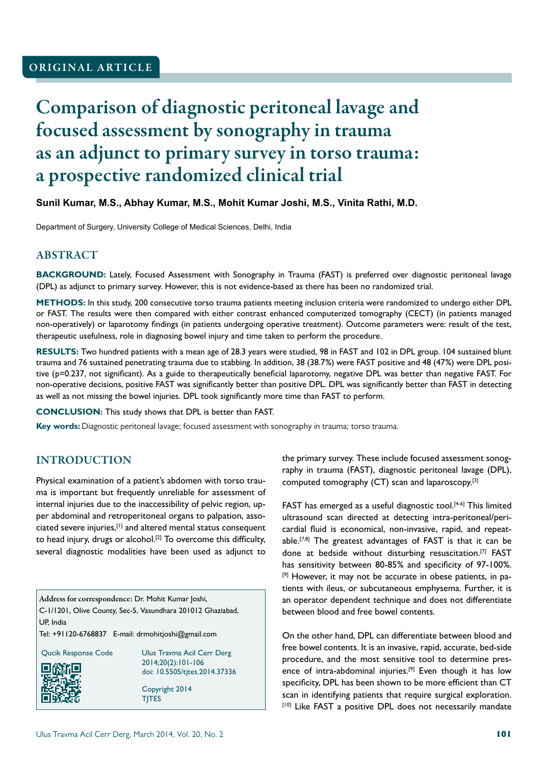ORIGINAL ARTICLE

# Comparison of diagnostic peritoneal lavage and focused assessment by sonography in trauma as an adjunct to primary survey in torso trauma: a prospective randomized clinical trial

**Sunil Kumar, M.S., Abhay Kumar, M.S., Mohit Kumar Joshi, M.S., Vinita Rathi, M.D.**

Department of Surgery, University College of Medical Sciences, Delhi, India

## ABSTRACT

**BACKGROUND:** Lately, Focused Assessment with Sonography in Trauma (FAST) is preferred over diagnostic peritoneal lavage (DPL) as adjunct to primary survey. However, this is not evidence-based as there has been no randomized trial.

**METHODS:** In this study, 200 consecutive torso trauma patients meeting inclusion criteria were randomized to undergo either DPL or FAST. The results were then compared with either contrast enhanced computerized tomography (CECT) (in patients managed non-operatively) or laparotomy findings (in patients undergoing operative treatment). Outcome parameters were: result of the test, therapeutic usefulness, role in diagnosing bowel injury and time taken to perform the procedure.

**RESULTS:** Two hundred patients with a mean age of 28.3 years were studied, 98 in FAST and 102 in DPL group. 104 sustained blunt trauma and 76 sustained penetrating trauma due to stabbing. In addition, 38 (38.7%) were FAST positive and 48 (47%) were DPL positive (p=0.237, not significant). As a guide to therapeutically beneficial laparotomy, negative DPL was better than negative FAST. For non-operative decisions, positive FAST was significantly better than positive DPL. DPL was significantly better than FAST in detecting as well as not missing the bowel injuries. DPL took significantly more time than FAST to perform.

**CONCLUSION:** This study shows that DPL is better than FAST.

**Key words:** Diagnostic peritoneal lavage; focused assessment with sonography in trauma; torso trauma.

## INTRODUCTION

Physical examination of a patient's abdomen with torso trauma is important but frequently unreliable for assessment of internal injuries due to the inaccessibility of pelvic region, upper abdominal and retroperitoneal organs to palpation, associated severe injuries,[1] and altered mental status consequent to head injury, drugs or alcohol.[2] To overcome this difficulty, several diagnostic modalities have been used as adjunct to the primary survey. These include focused assessment sonography in trauma (FAST), diagnostic peritoneal lavage (DPL), computed tomography (CT) scan and laparoscopy.[3]

FAST has emerged as a useful diagnostic tool.[4-6] This limited ultrasound scan directed at detecting intra-peritoneal/pericardial fluid is economical, non-invasive, rapid, and repeatable.[7,8] The greatest advantages of FAST is that it can be done at bedside without disturbing resuscitation.[7] FAST has sensitivity between 80-85% and specificity of 97-100%.[9] However, it may not be accurate in obese patients, in patients with ileus, or subcutaneous emphysema. Further, it is an operator dependent technique and does not differentiate between blood and free bowel contents.

On the other hand, DPL can differentiate between blood and free bowel contents. It is an invasive, rapid, accurate, bed-side procedure, and the most sensitive tool to determine presence of intra-abdominal injuries.[9] Even though it has low specificity, DPL has been shown to be more efficient than CT scan in identifying patients that require surgical exploration.[10] Like FAST a positive DPL does not necessarily mandate

Address for correspondence: Dr. Mohit Kumar Joshi, C-1/1201, Olive County, Sec-5, Vasundhara 201012 Ghaziabad, UP, India
Tel: +91120-6768837 E-mail: drmohitjoshi@gmail.com

Qucik Response Code

Ulus Travma Acil Cerr Derg 2014;20(2):101-106
doi: 10.5505/tjtes.2014.37336

Copyright 2014 TJTES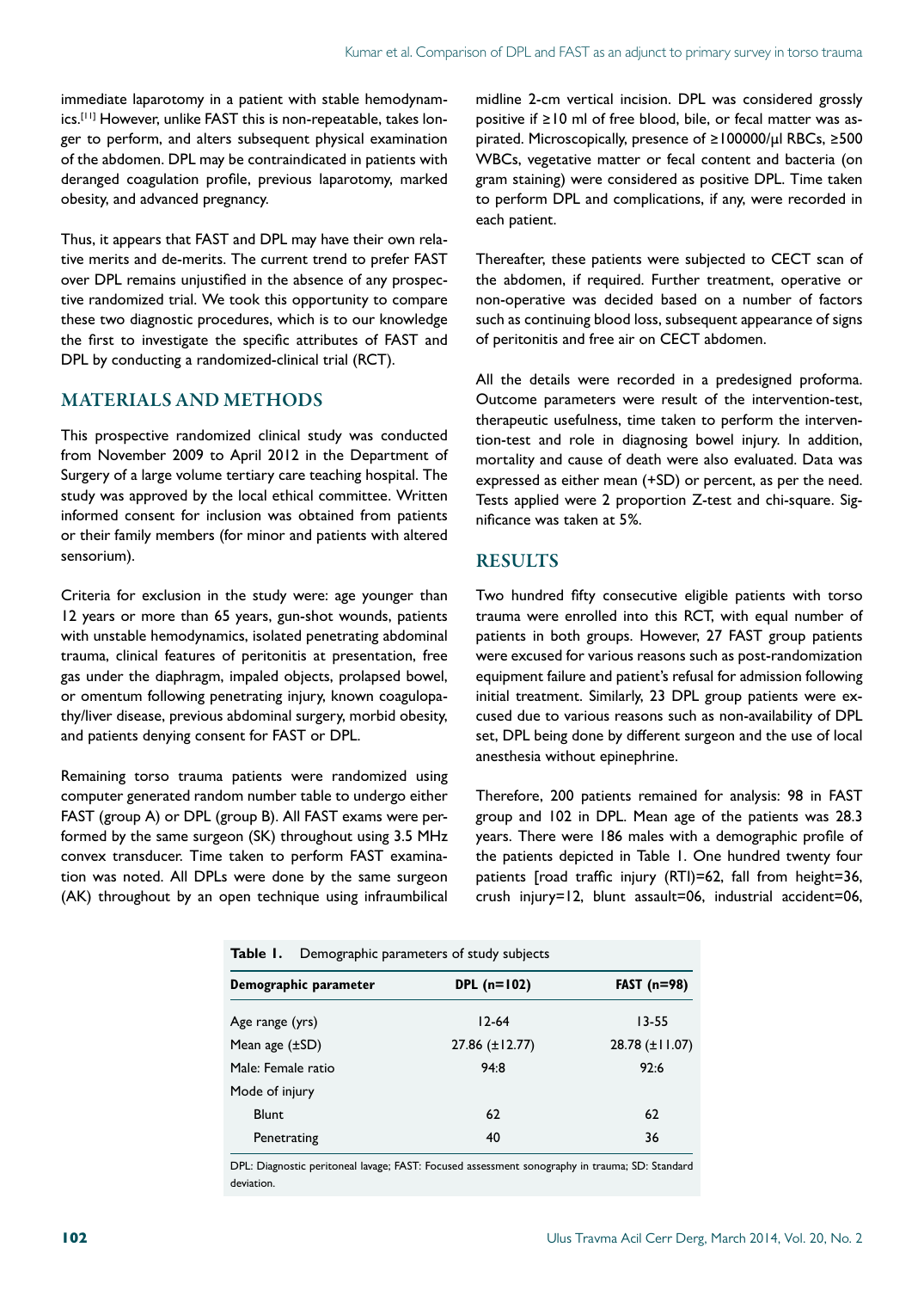immediate laparotomy in a patient with stable hemodynamics.[11] However, unlike FAST this is non-repeatable, takes longer to perform, and alters subsequent physical examination of the abdomen. DPL may be contraindicated in patients with deranged coagulation profile, previous laparotomy, marked obesity, and advanced pregnancy.

Thus, it appears that FAST and DPL may have their own relative merits and de-merits. The current trend to prefer FAST over DPL remains unjustified in the absence of any prospective randomized trial. We took this opportunity to compare these two diagnostic procedures, which is to our knowledge the first to investigate the specific attributes of FAST and DPL by conducting a randomized-clinical trial (RCT).

## MATERIALS AND METHODS

This prospective randomized clinical study was conducted from November 2009 to April 2012 in the Department of Surgery of a large volume tertiary care teaching hospital. The study was approved by the local ethical committee. Written informed consent for inclusion was obtained from patients or their family members (for minor and patients with altered sensorium).

Criteria for exclusion in the study were: age younger than 12 years or more than 65 years, gun-shot wounds, patients with unstable hemodynamics, isolated penetrating abdominal trauma, clinical features of peritonitis at presentation, free gas under the diaphragm, impaled objects, prolapsed bowel, or omentum following penetrating injury, known coagulopathy/liver disease, previous abdominal surgery, morbid obesity, and patients denying consent for FAST or DPL.

Remaining torso trauma patients were randomized using computer generated random number table to undergo either FAST (group A) or DPL (group B). All FAST exams were performed by the same surgeon (SK) throughout using 3.5 MHz convex transducer. Time taken to perform FAST examination was noted. All DPLs were done by the same surgeon (AK) throughout by an open technique using infraumbilical midline 2-cm vertical incision. DPL was considered grossly positive if ≥10 ml of free blood, bile, or fecal matter was aspirated. Microscopically, presence of ≥100000/μl RBCs, ≥500 WBCs, vegetative matter or fecal content and bacteria (on gram staining) were considered as positive DPL. Time taken to perform DPL and complications, if any, were recorded in each patient.

Thereafter, these patients were subjected to CECT scan of the abdomen, if required. Further treatment, operative or non-operative was decided based on a number of factors such as continuing blood loss, subsequent appearance of signs of peritonitis and free air on CECT abdomen.

All the details were recorded in a predesigned proforma. Outcome parameters were result of the intervention-test, therapeutic usefulness, time taken to perform the intervention-test and role in diagnosing bowel injury. In addition, mortality and cause of death were also evaluated. Data was expressed as either mean (+SD) or percent, as per the need. Tests applied were 2 proportion Z-test and chi-square. Significance was taken at 5%.

## RESULTS

Two hundred fifty consecutive eligible patients with torso trauma were enrolled into this RCT, with equal number of patients in both groups. However, 27 FAST group patients were excused for various reasons such as post-randomization equipment failure and patient's refusal for admission following initial treatment. Similarly, 23 DPL group patients were excused due to various reasons such as non-availability of DPL set, DPL being done by different surgeon and the use of local anesthesia without epinephrine.

Therefore, 200 patients remained for analysis: 98 in FAST group and 102 in DPL. Mean age of the patients was 28.3 years. There were 186 males with a demographic profile of the patients depicted in Table 1. One hundred twenty four patients [road traffic injury (RTI)=62, fall from height=36, crush injury=12, blunt assault=06, industrial accident=06,

**Table 1.** Demographic parameters of study subjects

| Demographic parameter | DPL (n=102) | FAST (n=98) |
|---|---|---|
| Age range (yrs) | 12-64 | 13-55 |
| Mean age (±SD) | 27.86 (±12.77) | 28.78 (±11.07) |
| Male: Female ratio | 94:8 | 92:6 |
| Mode of injury | | |
| Blunt | 62 | 62 |
| Penetrating | 40 | 36 |

DPL: Diagnostic peritoneal lavage; FAST: Focused assessment sonography in trauma; SD: Standard deviation.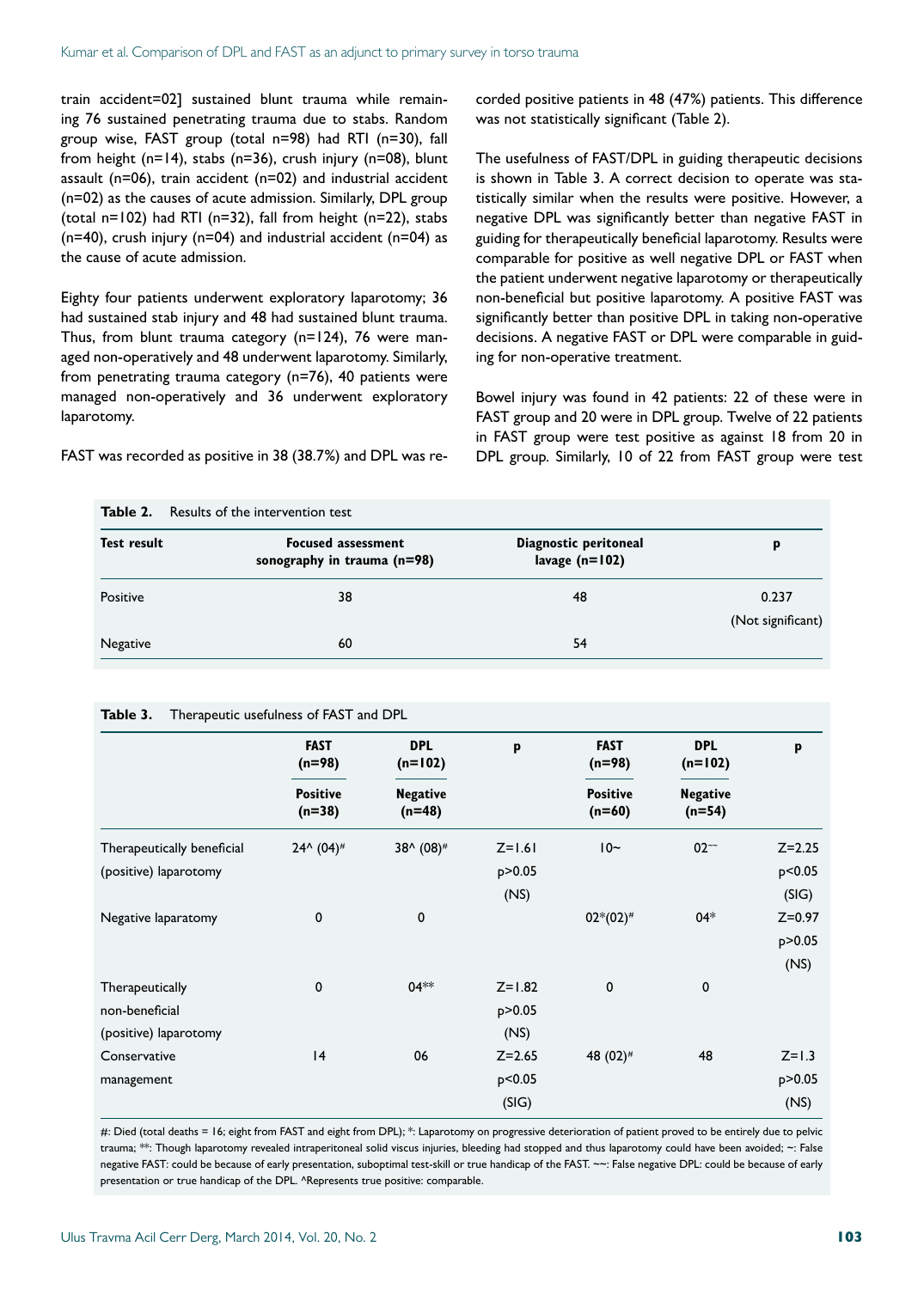train accident=02] sustained blunt trauma while remaining 76 sustained penetrating trauma due to stabs. Random group wise, FAST group (total n=98) had RTI (n=30), fall from height (n=14), stabs (n=36), crush injury (n=08), blunt assault (n=06), train accident (n=02) and industrial accident (n=02) as the causes of acute admission. Similarly, DPL group (total n=102) had RTI (n=32), fall from height (n=22), stabs (n=40), crush injury (n=04) and industrial accident (n=04) as the cause of acute admission.

Eighty four patients underwent exploratory laparotomy; 36 had sustained stab injury and 48 had sustained blunt trauma. Thus, from blunt trauma category (n=124), 76 were managed non-operatively and 48 underwent laparotomy. Similarly, from penetrating trauma category (n=76), 40 patients were managed non-operatively and 36 underwent exploratory laparotomy.

FAST was recorded as positive in 38 (38.7%) and DPL was recorded positive patients in 48 (47%) patients. This difference was not statistically significant (Table 2).

The usefulness of FAST/DPL in guiding therapeutic decisions is shown in Table 3. A correct decision to operate was statistically similar when the results were positive. However, a negative DPL was significantly better than negative FAST in guiding for therapeutically beneficial laparotomy. Results were comparable for positive as well negative DPL or FAST when the patient underwent negative laparotomy or therapeutically non-beneficial but positive laparotomy. A positive FAST was significantly better than positive DPL in taking non-operative decisions. A negative FAST or DPL were comparable in guiding for non-operative treatment.

Bowel injury was found in 42 patients: 22 of these were in FAST group and 20 were in DPL group. Twelve of 22 patients in FAST group were test positive as against 18 from 20 in DPL group. Similarly, 10 of 22 from FAST group were test

**Table 2.** Results of the intervention test

| Test result | Focused assessment sonography in trauma (n=98) | Diagnostic peritoneal lavage (n=102) | p |
|---|---|---|---|
| Positive | 38 | 48 | 0.237 (Not significant) |
| Negative | 60 | 54 | |

**Table 3.** Therapeutic usefulness of FAST and DPL

| | FAST (n=98) | DPL (n=102) | p | FAST (n=98) | DPL (n=102) | p |
|---|---|---|---|---|---|---|
| | Positive (n=38) | Negative (n=48) | | Positive (n=60) | Negative (n=54) | |
| Therapeutically beneficial (positive) laparotomy | 24^ (04)# | 38^ (08)# | Z=1.61 p>0.05 (NS) | 10~ | 02~~ | Z=2.25 p<0.05 (SIG) |
| Negative laparatomy | 0 | 0 | | 02*(02)# | 04* | Z=0.97 p>0.05 (NS) |
| Therapeutically non-beneficial (positive) laparotomy | 0 | 04** | Z=1.82 p>0.05 (NS) | 0 | 0 | |
| Conservative management | 14 | 06 | Z=2.65 p<0.05 (SIG) | 48 (02)# | 48 | Z=1.3 p>0.05 (NS) |

#: Died (total deaths = 16; eight from FAST and eight from DPL); *: Laparotomy on progressive deterioration of patient proved to be entirely due to pelvic trauma; **: Though laparotomy revealed intraperitoneal solid viscus injuries, bleeding had stopped and thus laparotomy could have been avoided; ~: False negative FAST: could be because of early presentation, suboptimal test-skill or true handicap of the FAST. ~~: False negative DPL: could be because of early presentation or true handicap of the DPL. ^Represents true positive: comparable.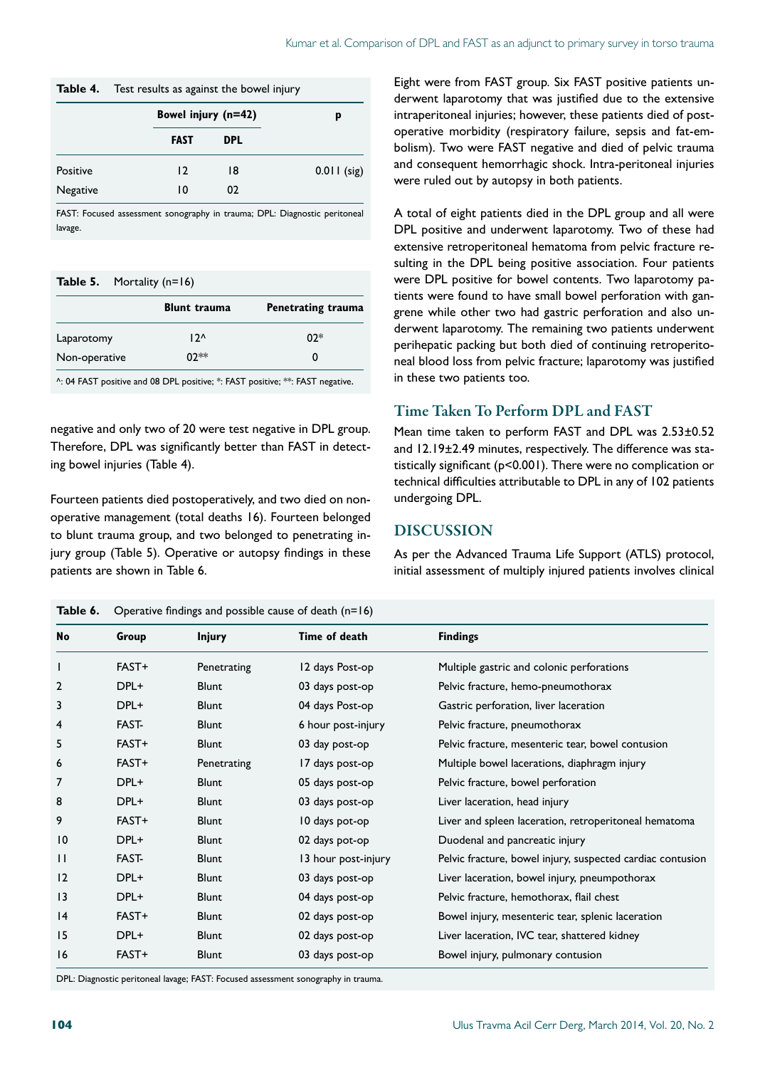**Table 4.** Test results as against the bowel injury

| | Bowel injury (n=42) | | p |
|---|---|---|---|
| | FAST | DPL | |
| Positive | 12 | 18 | 0.011 (sig) |
| Negative | 10 | 02 | |

FAST: Focused assessment sonography in trauma; DPL: Diagnostic peritoneal lavage.

**Table 5.** Mortality (n=16)

| | Blunt trauma | Penetrating trauma |
|---|---|---|
| Laparotomy | 12^ | 02* |
| Non-operative | 02** | 0 |

^: 04 FAST positive and 08 DPL positive; *: FAST positive; **: FAST negative.

negative and only two of 20 were test negative in DPL group. Therefore, DPL was significantly better than FAST in detecting bowel injuries (Table 4).

Fourteen patients died postoperatively, and two died on non-operative management (total deaths 16). Fourteen belonged to blunt trauma group, and two belonged to penetrating injury group (Table 5). Operative or autopsy findings in these patients are shown in Table 6.

Eight were from FAST group. Six FAST positive patients underwent laparotomy that was justified due to the extensive intraperitoneal injuries; however, these patients died of post-operative morbidity (respiratory failure, sepsis and fat-embolism). Two were FAST negative and died of pelvic trauma and consequent hemorrhagic shock. Intra-peritoneal injuries were ruled out by autopsy in both patients.

A total of eight patients died in the DPL group and all were DPL positive and underwent laparotomy. Two of these had extensive retroperitoneal hematoma from pelvic fracture resulting in the DPL being positive association. Four patients were DPL positive for bowel contents. Two laparotomy patients were found to have small bowel perforation with gangrene while other two had gastric perforation and also underwent laparotomy. The remaining two patients underwent perihepatic packing but both died of continuing retroperitoneal blood loss from pelvic fracture; laparotomy was justified in these two patients too.

## Time Taken To Perform DPL and FAST

Mean time taken to perform FAST and DPL was 2.53±0.52 and 12.19±2.49 minutes, respectively. The difference was statistically significant ($p<0.001$). There were no complication or technical difficulties attributable to DPL in any of 102 patients undergoing DPL.

## DISCUSSION

As per the Advanced Trauma Life Support (ATLS) protocol, initial assessment of multiply injured patients involves clinical

**Table 6.** Operative findings and possible cause of death (n=16)

| No | Group | Injury | Time of death | Findings |
|---|---|---|---|---|
| 1 | FAST+ | Penetrating | 12 days Post-op | Multiple gastric and colonic perforations |
| 2 | DPL+ | Blunt | 03 days post-op | Pelvic fracture, hemo-pneumothorax |
| 3 | DPL+ | Blunt | 04 days Post-op | Gastric perforation, liver laceration |
| 4 | FAST- | Blunt | 6 hour post-injury | Pelvic fracture, pneumothorax |
| 5 | FAST+ | Blunt | 03 day post-op | Pelvic fracture, mesenteric tear, bowel contusion |
| 6 | FAST+ | Penetrating | 17 days post-op | Multiple bowel lacerations, diaphragm injury |
| 7 | DPL+ | Blunt | 05 days post-op | Pelvic fracture, bowel perforation |
| 8 | DPL+ | Blunt | 03 days post-op | Liver laceration, head injury |
| 9 | FAST+ | Blunt | 10 days pot-op | Liver and spleen laceration, retroperitoneal hematoma |
| 10 | DPL+ | Blunt | 02 days pot-op | Duodenal and pancreatic injury |
| 11 | FAST- | Blunt | 13 hour post-injury | Pelvic fracture, bowel injury, suspected cardiac contusion |
| 12 | DPL+ | Blunt | 03 days post-op | Liver laceration, bowel injury, pneumpothorax |
| 13 | DPL+ | Blunt | 04 days post-op | Pelvic fracture, hemothorax, flail chest |
| 14 | FAST+ | Blunt | 02 days post-op | Bowel injury, mesenteric tear, splenic laceration |
| 15 | DPL+ | Blunt | 02 days post-op | Liver laceration, IVC tear, shattered kidney |
| 16 | FAST+ | Blunt | 03 days post-op | Bowel injury, pulmonary contusion |

DPL: Diagnostic peritoneal lavage; FAST: Focused assessment sonography in trauma.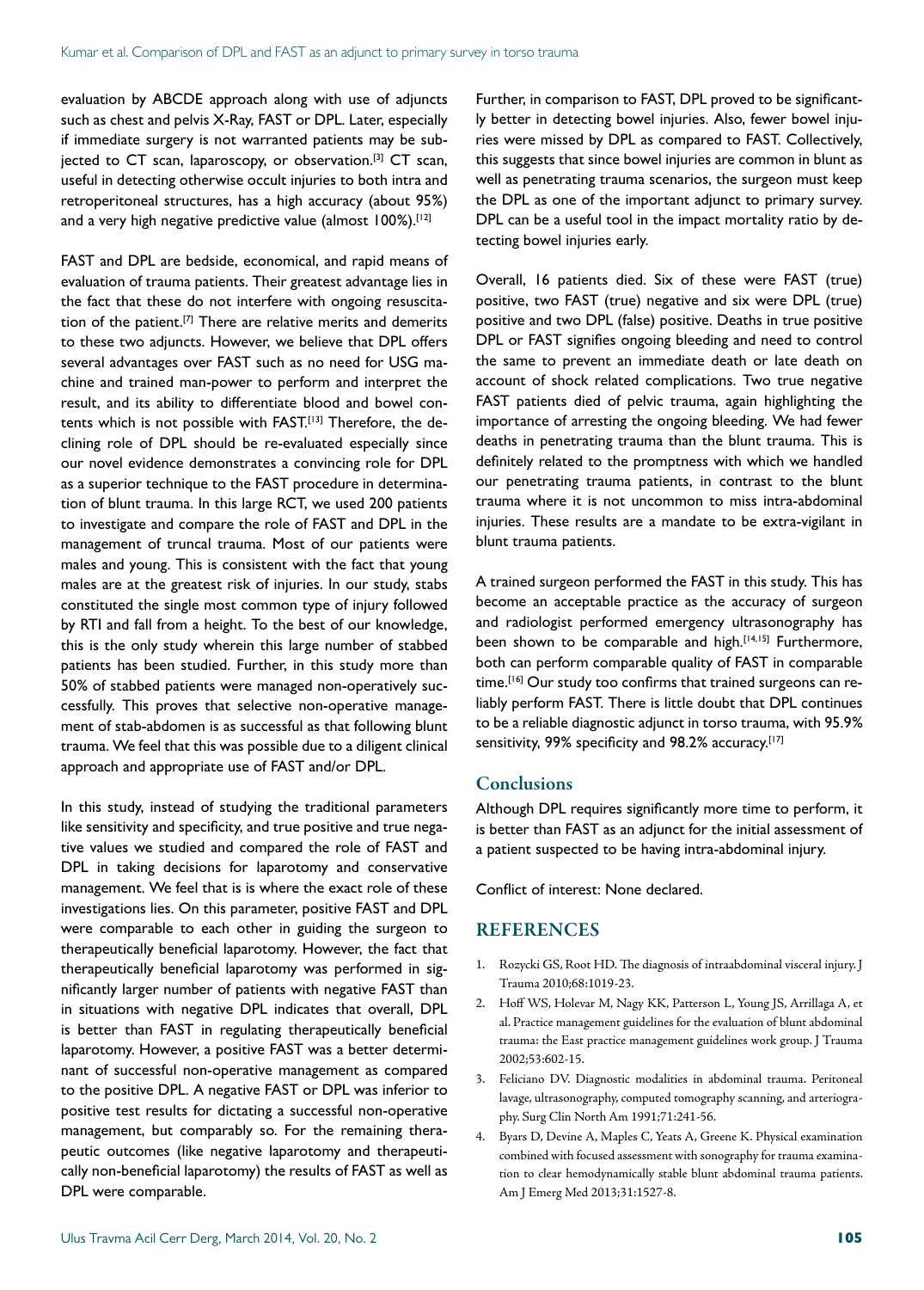evaluation by ABCDE approach along with use of adjuncts such as chest and pelvis X-Ray, FAST or DPL. Later, especially if immediate surgery is not warranted patients may be subjected to CT scan, laparoscopy, or observation.[3] CT scan, useful in detecting otherwise occult injuries to both intra and retroperitoneal structures, has a high accuracy (about 95%) and a very high negative predictive value (almost 100%).[12]

FAST and DPL are bedside, economical, and rapid means of evaluation of trauma patients. Their greatest advantage lies in the fact that these do not interfere with ongoing resuscitation of the patient.[7] There are relative merits and demerits to these two adjuncts. However, we believe that DPL offers several advantages over FAST such as no need for USG machine and trained man-power to perform and interpret the result, and its ability to differentiate blood and bowel contents which is not possible with FAST.[13] Therefore, the declining role of DPL should be re-evaluated especially since our novel evidence demonstrates a convincing role for DPL as a superior technique to the FAST procedure in determination of blunt trauma. In this large RCT, we used 200 patients to investigate and compare the role of FAST and DPL in the management of truncal trauma. Most of our patients were males and young. This is consistent with the fact that young males are at the greatest risk of injuries. In our study, stabs constituted the single most common type of injury followed by RTI and fall from a height. To the best of our knowledge, this is the only study wherein this large number of stabbed patients has been studied. Further, in this study more than 50% of stabbed patients were managed non-operatively successfully. This proves that selective non-operative management of stab-abdomen is as successful as that following blunt trauma. We feel that this was possible due to a diligent clinical approach and appropriate use of FAST and/or DPL.

In this study, instead of studying the traditional parameters like sensitivity and specificity, and true positive and true negative values we studied and compared the role of FAST and DPL in taking decisions for laparotomy and conservative management. We feel that is is where the exact role of these investigations lies. On this parameter, positive FAST and DPL were comparable to each other in guiding the surgeon to therapeutically beneficial laparotomy. However, the fact that therapeutically beneficial laparotomy was performed in significantly larger number of patients with negative FAST than in situations with negative DPL indicates that overall, DPL is better than FAST in regulating therapeutically beneficial laparotomy. However, a positive FAST was a better determinant of successful non-operative management as compared to the positive DPL. A negative FAST or DPL was inferior to positive test results for dictating a successful non-operative management, but comparably so. For the remaining therapeutic outcomes (like negative laparotomy and therapeutically non-beneficial laparotomy) the results of FAST as well as DPL were comparable.

Further, in comparison to FAST, DPL proved to be significantly better in detecting bowel injuries. Also, fewer bowel injuries were missed by DPL as compared to FAST. Collectively, this suggests that since bowel injuries are common in blunt as well as penetrating trauma scenarios, the surgeon must keep the DPL as one of the important adjunct to primary survey. DPL can be a useful tool in the impact mortality ratio by detecting bowel injuries early.

Overall, 16 patients died. Six of these were FAST (true) positive, two FAST (true) negative and six were DPL (true) positive and two DPL (false) positive. Deaths in true positive DPL or FAST signifies ongoing bleeding and need to control the same to prevent an immediate death or late death on account of shock related complications. Two true negative FAST patients died of pelvic trauma, again highlighting the importance of arresting the ongoing bleeding. We had fewer deaths in penetrating trauma than the blunt trauma. This is definitely related to the promptness with which we handled our penetrating trauma patients, in contrast to the blunt trauma where it is not uncommon to miss intra-abdominal injuries. These results are a mandate to be extra-vigilant in blunt trauma patients.

A trained surgeon performed the FAST in this study. This has become an acceptable practice as the accuracy of surgeon and radiologist performed emergency ultrasonography has been shown to be comparable and high.[14,15] Furthermore, both can perform comparable quality of FAST in comparable time.[16] Our study too confirms that trained surgeons can reliably perform FAST. There is little doubt that DPL continues to be a reliable diagnostic adjunct in torso trauma, with 95.9% sensitivity, 99% specificity and 98.2% accuracy.[17]

## Conclusions

Although DPL requires significantly more time to perform, it is better than FAST as an adjunct for the initial assessment of a patient suspected to be having intra-abdominal injury.

Conflict of interest: None declared.

## REFERENCES

1. Rozycki GS, Root HD. The diagnosis of intraabdominal visceral injury. J Trauma 2010;68:1019-23.
2. Hoff WS, Holevar M, Nagy KK, Patterson L, Young JS, Arrillaga A, et al. Practice management guidelines for the evaluation of blunt abdominal trauma: the East practice management guidelines work group. J Trauma 2002;53:602-15.
3. Feliciano DV. Diagnostic modalities in abdominal trauma. Peritoneal lavage, ultrasonography, computed tomography scanning, and arteriography. Surg Clin North Am 1991;71:241-56.
4. Byars D, Devine A, Maples C, Yeats A, Greene K. Physical examination combined with focused assessment with sonography for trauma examination to clear hemodynamically stable blunt abdominal trauma patients. Am J Emerg Med 2013;31:1527-8.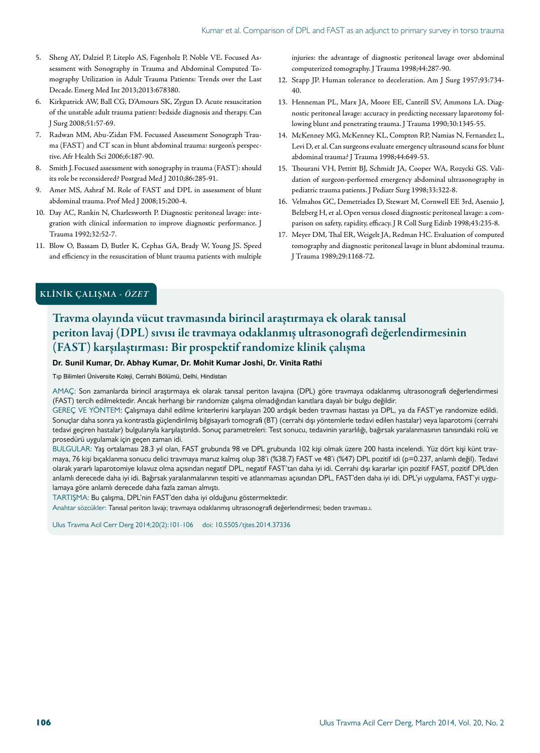5. Sheng AY, Dalziel P, Liteplo AS, Fagenholz P, Noble VE. Focused Assessment with Sonography in Trauma and Abdominal Computed Tomography Utilization in Adult Trauma Patients: Trends over the Last Decade. Emerg Med Int 2013;2013:678380.
6. Kirkpatrick AW, Ball CG, D'Amours SK, Zygun D. Acute resuscitation of the unstable adult trauma patient: bedside diagnosis and therapy. Can J Surg 2008;51:57-69.
7. Radwan MM, Abu-Zidan FM. Focussed Assessment Sonograph Trauma (FAST) and CT scan in blunt abdominal trauma: surgeon's perspective. Afr Health Sci 2006;6:187-90.
8. Smith J. Focused assessment with sonography in trauma (FAST): should its role be reconsidered? Postgrad Med J 2010;86:285-91.
9. Amer MS, Ashraf M. Role of FAST and DPL in assessment of blunt abdominal trauma. Prof Med J 2008;15:200-4.
10. Day AC, Rankin N, Charlesworth P. Diagnostic peritoneal lavage: integration with clinical information to improve diagnostic performance. J Trauma 1992;32:52-7.
11. Blow O, Bassam D, Butler K, Cephas GA, Brady W, Young JS. Speed and efficiency in the resuscitation of blunt trauma patients with multiple injuries: the advantage of diagnostic peritoneal lavage over abdominal computerized tomography. J Trauma 1998;44:287-90.
12. Stapp JP. Human tolerance to deceleration. Am J Surg 1957;93:734-40.
13. Henneman PL, Marx JA, Moore EE, Cantrill SV, Ammons LA. Diagnostic peritoneal lavage: accuracy in predicting necessary laparotomy following blunt and penetrating trauma. J Trauma 1990;30:1345-55.
14. McKenney MG, McKenney KL, Compton RP, Namias N, Fernandez L, Levi D, et al. Can surgeons evaluate emergency ultrasound scans for blunt abdominal trauma? J Trauma 1998;44:649-53.
15. Thourani VH, Pettitt BJ, Schmidt JA, Cooper WA, Rozycki GS. Validation of surgeon-performed emergency abdominal ultrasonography in pediatric trauma patients. J Pediatr Surg 1998;33:322-8.
16. Velmahos GC, Demetriades D, Stewart M, Cornwell EE 3rd, Asensio J, Belzberg H, et al. Open versus closed diagnostic peritoneal lavage: a comparison on safety, rapidity, efficacy. J R Coll Surg Edinb 1998;43:235-8.
17. Meyer DM, Thal ER, Weigelt JA, Redman HC. Evaluation of computed tomography and diagnostic peritoneal lavage in blunt abdominal trauma. J Trauma 1989;29:1168-72.

**KLİNİK ÇALIŞMA - *ÖZET***

## Travma olayında vücut travmasında birincil araştırmaya ek olarak tanısal periton lavaj (DPL) sıvısı ile travmaya odaklanmış ultrasonografi değerlendirmesinin (FAST) karşılaştırması: Bir prospektif randomize klinik çalışma

**Dr. Sunil Kumar, Dr. Abhay Kumar, Dr. Mohit Kumar Joshi, Dr. Vinita Rathi**

Tıp Bilimleri Üniversite Koleji, Cerrahi Bölümü, Delhi, Hindistan

AMAÇ: Son zamanlarda birincil araştırmaya ek olarak tanısal periton lavajına (DPL) göre travmaya odaklanmış ultrasonografi değerlendirmesi (FAST) tercih edilmektedir. Ancak herhangi bir randomize çalışma olmadığından kanıtlara dayalı bir bulgu değildir.

GEREÇ VE YÖNTEM: Çalışmaya dahil edilme kriterlerini karşılayan 200 ardışık beden travması hastası ya DPL, ya da FAST'ye randomize edildi. Sonuçlar daha sonra ya kontrastla güçlendirilmiş bilgisayarlı tomografi (BT) (cerrahi dışı yöntemlerle tedavi edilen hastalar) veya laparotomi (cerrahi tedavi geçiren hastalar) bulgularıyla karşılaştırıldı. Sonuç parametreleri: Test sonucu, tedavinin yararlılığı, bağırsak yaralanmasının tanısındaki rolü ve prosedürü uygulamak için geçen zaman idi.

BULGULAR: Yaş ortalaması 28.3 yıl olan, FAST grubunda 98 ve DPL grubunda 102 kişi olmak üzere 200 hasta incelendi. Yüz dört kişi künt travmaya, 76 kişi bıçaklanma sonucu delici travmaya maruz kalmış olup 38'i (%38.7) FAST ve 48'i (%47) DPL pozitif idi (p=0.237, anlamlı değil). Tedavi olarak yararlı laparotomiye kılavuz olma açısından negatif DPL, negatif FAST'tan daha iyi idi. Cerrahi dışı kararlar için pozitif FAST, pozitif DPL'den anlamlı derecede daha iyi idi. Bağırsak yaralanmalarının tespiti ve atlanmaması açısından DPL, FAST'den daha iyi idi. DPL'yi uygulama, FAST'yi uygulamaya göre anlamlı derecede daha fazla zaman almıştı.

TARTIŞMA: Bu çalışma, DPL'nin FAST'den daha iyi olduğunu göstermektedir.

Anahtar sözcükler: Tanısal periton lavajı; travmaya odaklanmış ultrasonografi değerlendirmesi; beden travması.ı.

Ulus Travma Acil Cerr Derg 2014;20(2):101-106 doi: 10.5505/tjtes.2014.37336